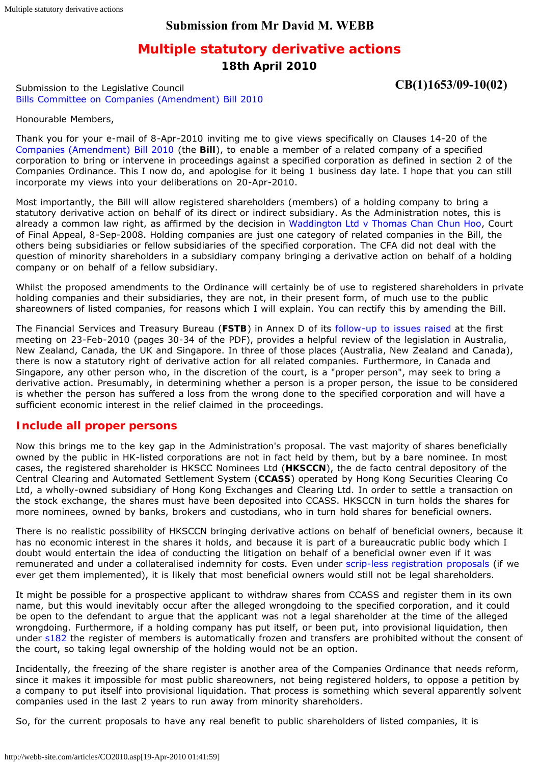# Submission from Mr David M. WEBB

## Multiple statutory derivative actions

**18th April 2010**

Submission to the Legislative Council
Bills Committee on Companies (Amendment) Bill 2010

**CB(1)1653/09-10(02)**

Honourable Members,

Thank you for your e-mail of 8-Apr-2010 inviting me to give views specifically on Clauses 14-20 of the Companies (Amendment) Bill 2010 (the **Bill**), to enable a member of a related company of a specified corporation to bring or intervene in proceedings against a specified corporation as defined in section 2 of the Companies Ordinance. This I now do, and apologise for it being 1 business day late. I hope that you can still incorporate my views into your deliberations on 20-Apr-2010.

Most importantly, the Bill will allow registered shareholders (members) of a holding company to bring a statutory derivative action on behalf of its direct or indirect subsidiary. As the Administration notes, this is already a common law right, as affirmed by the decision in Waddington Ltd v Thomas Chan Chun Hoo, Court of Final Appeal, 8-Sep-2008. Holding companies are just one category of related companies in the Bill, the others being subsidiaries or fellow subsidiaries of the specified corporation. The CFA did not deal with the question of minority shareholders in a subsidiary company bringing a derivative action on behalf of a holding company or on behalf of a fellow subsidiary.

Whilst the proposed amendments to the Ordinance will certainly be of use to registered shareholders in private holding companies and their subsidiaries, they are not, in their present form, of much use to the public shareowners of listed companies, for reasons which I will explain. You can rectify this by amending the Bill.

The Financial Services and Treasury Bureau (**FSTB**) in Annex D of its follow-up to issues raised at the first meeting on 23-Feb-2010 (pages 30-34 of the PDF), provides a helpful review of the legislation in Australia, New Zealand, Canada, the UK and Singapore. In three of those places (Australia, New Zealand and Canada), there is now a statutory right of derivative action for all related companies. Furthermore, in Canada and Singapore, any other person who, in the discretion of the court, is a "proper person", may seek to bring a derivative action. Presumably, in determining whether a person is a proper person, the issue to be considered is whether the person has suffered a loss from the wrong done to the specified corporation and will have a sufficient economic interest in the relief claimed in the proceedings.

### Include all proper persons

Now this brings me to the key gap in the Administration's proposal. The vast majority of shares beneficially owned by the public in HK-listed corporations are not in fact held by them, but by a bare nominee. In most cases, the registered shareholder is HKSCC Nominees Ltd (**HKSCCN**), the de facto central depository of the Central Clearing and Automated Settlement System (**CCASS**) operated by Hong Kong Securities Clearing Co Ltd, a wholly-owned subsidiary of Hong Kong Exchanges and Clearing Ltd. In order to settle a transaction on the stock exchange, the shares must have been deposited into CCASS. HKSCCN in turn holds the shares for more nominees, owned by banks, brokers and custodians, who in turn hold shares for beneficial owners.

There is no realistic possibility of HKSCCN bringing derivative actions on behalf of beneficial owners, because it has no economic interest in the shares it holds, and because it is part of a bureaucratic public body which I doubt would entertain the idea of conducting the litigation on behalf of a beneficial owner even if it was remunerated and under a collateralised indemnity for costs. Even under scrip-less registration proposals (if we ever get them implemented), it is likely that most beneficial owners would still not be legal shareholders.

It might be possible for a prospective applicant to withdraw shares from CCASS and register them in its own name, but this would inevitably occur after the alleged wrongdoing to the specified corporation, and it could be open to the defendant to argue that the applicant was not a legal shareholder at the time of the alleged wrongdoing. Furthermore, if a holding company has put itself, or been put, into provisional liquidation, then under s182 the register of members is automatically frozen and transfers are prohibited without the consent of the court, so taking legal ownership of the holding would not be an option.

Incidentally, the freezing of the share register is another area of the Companies Ordinance that needs reform, since it makes it impossible for most public shareowners, not being registered holders, to oppose a petition by a company to put itself into provisional liquidation. That process is something which several apparently solvent companies used in the last 2 years to run away from minority shareholders.

So, for the current proposals to have any real benefit to public shareholders of listed companies, it is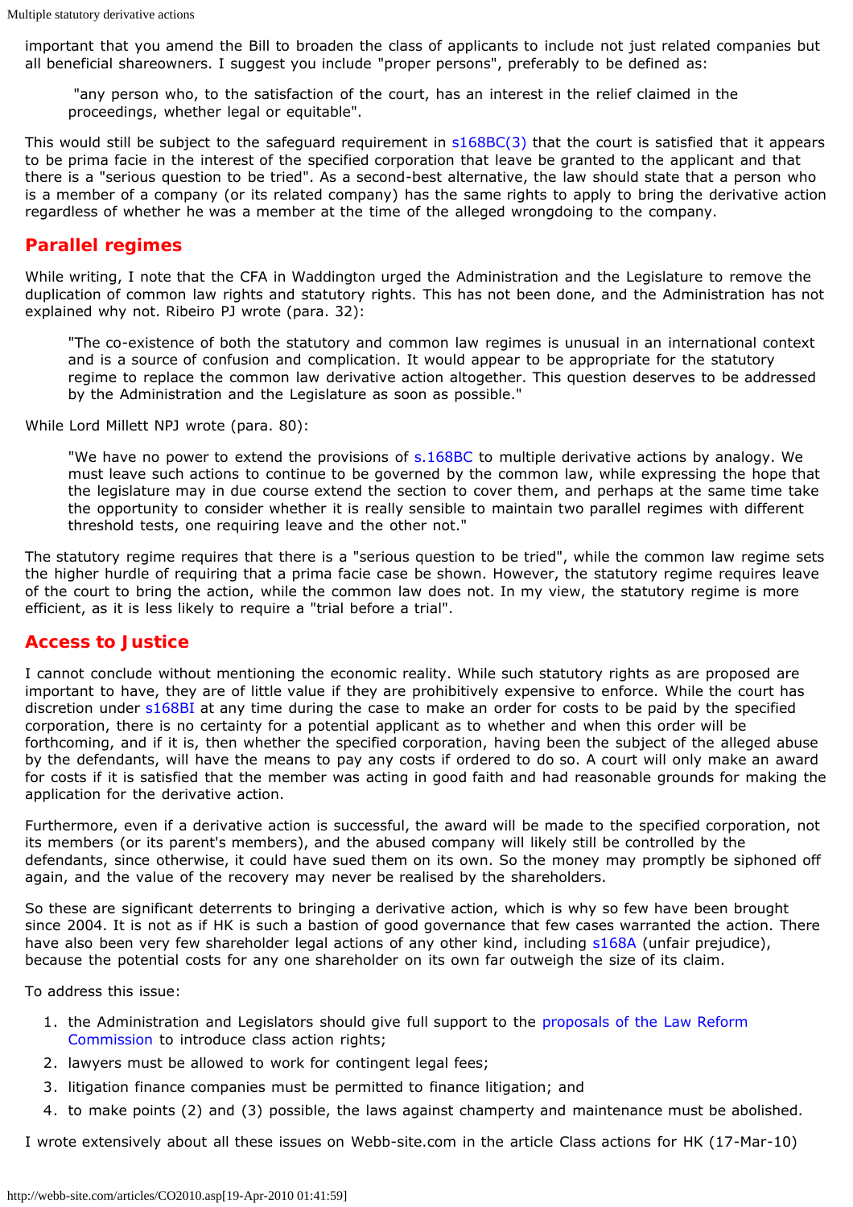important that you amend the Bill to broaden the class of applicants to include not just related companies but all beneficial shareowners. I suggest you include "proper persons", preferably to be defined as:

> "any person who, to the satisfaction of the court, has an interest in the relief claimed in the proceedings, whether legal or equitable".

This would still be subject to the safeguard requirement in s168BC(3) that the court is satisfied that it appears to be prima facie in the interest of the specified corporation that leave be granted to the applicant and that there is a "serious question to be tried". As a second-best alternative, the law should state that a person who is a member of a company (or its related company) has the same rights to apply to bring the derivative action regardless of whether he was a member at the time of the alleged wrongdoing to the company.

## Parallel regimes

While writing, I note that the CFA in Waddington urged the Administration and the Legislature to remove the duplication of common law rights and statutory rights. This has not been done, and the Administration has not explained why not. Ribeiro PJ wrote (para. 32):

> "The co-existence of both the statutory and common law regimes is unusual in an international context and is a source of confusion and complication. It would appear to be appropriate for the statutory regime to replace the common law derivative action altogether. This question deserves to be addressed by the Administration and the Legislature as soon as possible."

While Lord Millett NPJ wrote (para. 80):

> "We have no power to extend the provisions of s.168BC to multiple derivative actions by analogy. We must leave such actions to continue to be governed by the common law, while expressing the hope that the legislature may in due course extend the section to cover them, and perhaps at the same time take the opportunity to consider whether it is really sensible to maintain two parallel regimes with different threshold tests, one requiring leave and the other not."

The statutory regime requires that there is a "serious question to be tried", while the common law regime sets the higher hurdle of requiring that a prima facie case be shown. However, the statutory regime requires leave of the court to bring the action, while the common law does not. In my view, the statutory regime is more efficient, as it is less likely to require a "trial before a trial".

## Access to Justice

I cannot conclude without mentioning the economic reality. While such statutory rights as are proposed are important to have, they are of little value if they are prohibitively expensive to enforce. While the court has discretion under s168BI at any time during the case to make an order for costs to be paid by the specified corporation, there is no certainty for a potential applicant as to whether and when this order will be forthcoming, and if it is, then whether the specified corporation, having been the subject of the alleged abuse by the defendants, will have the means to pay any costs if ordered to do so. A court will only make an award for costs if it is satisfied that the member was acting in good faith and had reasonable grounds for making the application for the derivative action.

Furthermore, even if a derivative action is successful, the award will be made to the specified corporation, not its members (or its parent's members), and the abused company will likely still be controlled by the defendants, since otherwise, it could have sued them on its own. So the money may promptly be siphoned off again, and the value of the recovery may never be realised by the shareholders.

So these are significant deterrents to bringing a derivative action, which is why so few have been brought since 2004. It is not as if HK is such a bastion of good governance that few cases warranted the action. There have also been very few shareholder legal actions of any other kind, including s168A (unfair prejudice), because the potential costs for any one shareholder on its own far outweigh the size of its claim.

To address this issue:

1. the Administration and Legislators should give full support to the proposals of the Law Reform Commission to introduce class action rights;
2. lawyers must be allowed to work for contingent legal fees;
3. litigation finance companies must be permitted to finance litigation; and
4. to make points (2) and (3) possible, the laws against champerty and maintenance must be abolished.

I wrote extensively about all these issues on Webb-site.com in the article Class actions for HK (17-Mar-10)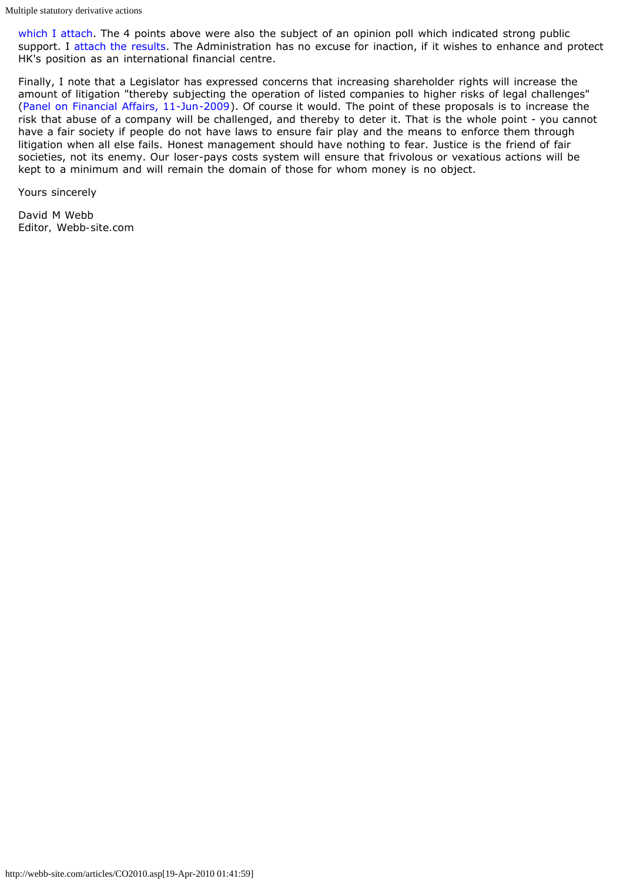which I attach. The 4 points above were also the subject of an opinion poll which indicated strong public support. I attach the results. The Administration has no excuse for inaction, if it wishes to enhance and protect HK's position as an international financial centre.

Finally, I note that a Legislator has expressed concerns that increasing shareholder rights will increase the amount of litigation "thereby subjecting the operation of listed companies to higher risks of legal challenges" (Panel on Financial Affairs, 11-Jun-2009). Of course it would. The point of these proposals is to increase the risk that abuse of a company will be challenged, and thereby to deter it. That is the whole point - you cannot have a fair society if people do not have laws to ensure fair play and the means to enforce them through litigation when all else fails. Honest management should have nothing to fear. Justice is the friend of fair societies, not its enemy. Our loser-pays costs system will ensure that frivolous or vexatious actions will be kept to a minimum and will remain the domain of those for whom money is no object.

Yours sincerely

David M Webb
Editor, Webb-site.com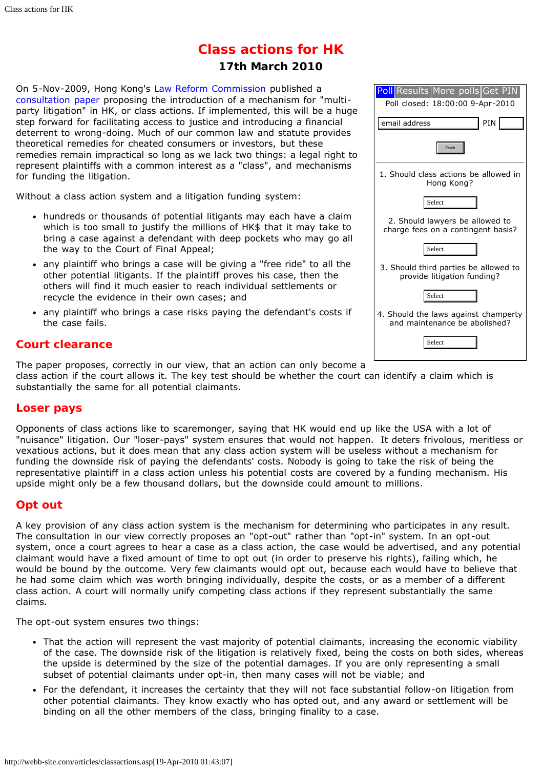# Class actions for HK

**17th March 2010**

On 5-Nov-2009, Hong Kong's Law Reform Commission published a consultation paper proposing the introduction of a mechanism for "multi-party litigation" in HK, or class actions. If implemented, this will be a huge step forward for facilitating access to justice and introducing a financial deterrent to wrong-doing. Much of our common law and statute provides theoretical remedies for cheated consumers or investors, but these remedies remain impractical so long as we lack two things: a legal right to represent plaintiffs with a common interest as a "class", and mechanisms for funding the litigation.

Poll | Results | More polls | Get PIN

Poll closed: 18:00:00 9-Apr-2010

email address PIN

Fetch

1. Should class actions be allowed in Hong Kong?

Select

2. Should lawyers be allowed to charge fees on a contingent basis?

Select

3. Should third parties be allowed to provide litigation funding?

Select

4. Should the laws against champerty and maintenance be abolished?

Select

Without a class action system and a litigation funding system:

- hundreds or thousands of potential litigants may each have a claim which is too small to justify the millions of HK$ that it may take to bring a case against a defendant with deep pockets who may go all the way to the Court of Final Appeal;
- any plaintiff who brings a case will be giving a "free ride" to all the other potential litigants. If the plaintiff proves his case, then the others will find it much easier to reach individual settlements or recycle the evidence in their own cases; and
- any plaintiff who brings a case risks paying the defendant's costs if the case fails.

## Court clearance

The paper proposes, correctly in our view, that an action can only become a class action if the court allows it. The key test should be whether the court can identify a claim which is substantially the same for all potential claimants.

## Loser pays

Opponents of class actions like to scaremonger, saying that HK would end up like the USA with a lot of "nuisance" litigation. Our "loser-pays" system ensures that would not happen. It deters frivolous, meritless or vexatious actions, but it does mean that any class action system will be useless without a mechanism for funding the downside risk of paying the defendants' costs. Nobody is going to take the risk of being the representative plaintiff in a class action unless his potential costs are covered by a funding mechanism. His upside might only be a few thousand dollars, but the downside could amount to millions.

## Opt out

A key provision of any class action system is the mechanism for determining who participates in any result. The consultation in our view correctly proposes an "opt-out" rather than "opt-in" system. In an opt-out system, once a court agrees to hear a case as a class action, the case would be advertised, and any potential claimant would have a fixed amount of time to opt out (in order to preserve his rights), failing which, he would be bound by the outcome. Very few claimants would opt out, because each would have to believe that he had some claim which was worth bringing individually, despite the costs, or as a member of a different class action. A court will normally unify competing class actions if they represent substantially the same claims.

The opt-out system ensures two things:

- That the action will represent the vast majority of potential claimants, increasing the economic viability of the case. The downside risk of the litigation is relatively fixed, being the costs on both sides, whereas the upside is determined by the size of the potential damages. If you are only representing a small subset of potential claimants under opt-in, then many cases will not be viable; and
- For the defendant, it increases the certainty that they will not face substantial follow-on litigation from other potential claimants. They know exactly who has opted out, and any award or settlement will be binding on all the other members of the class, bringing finality to a case.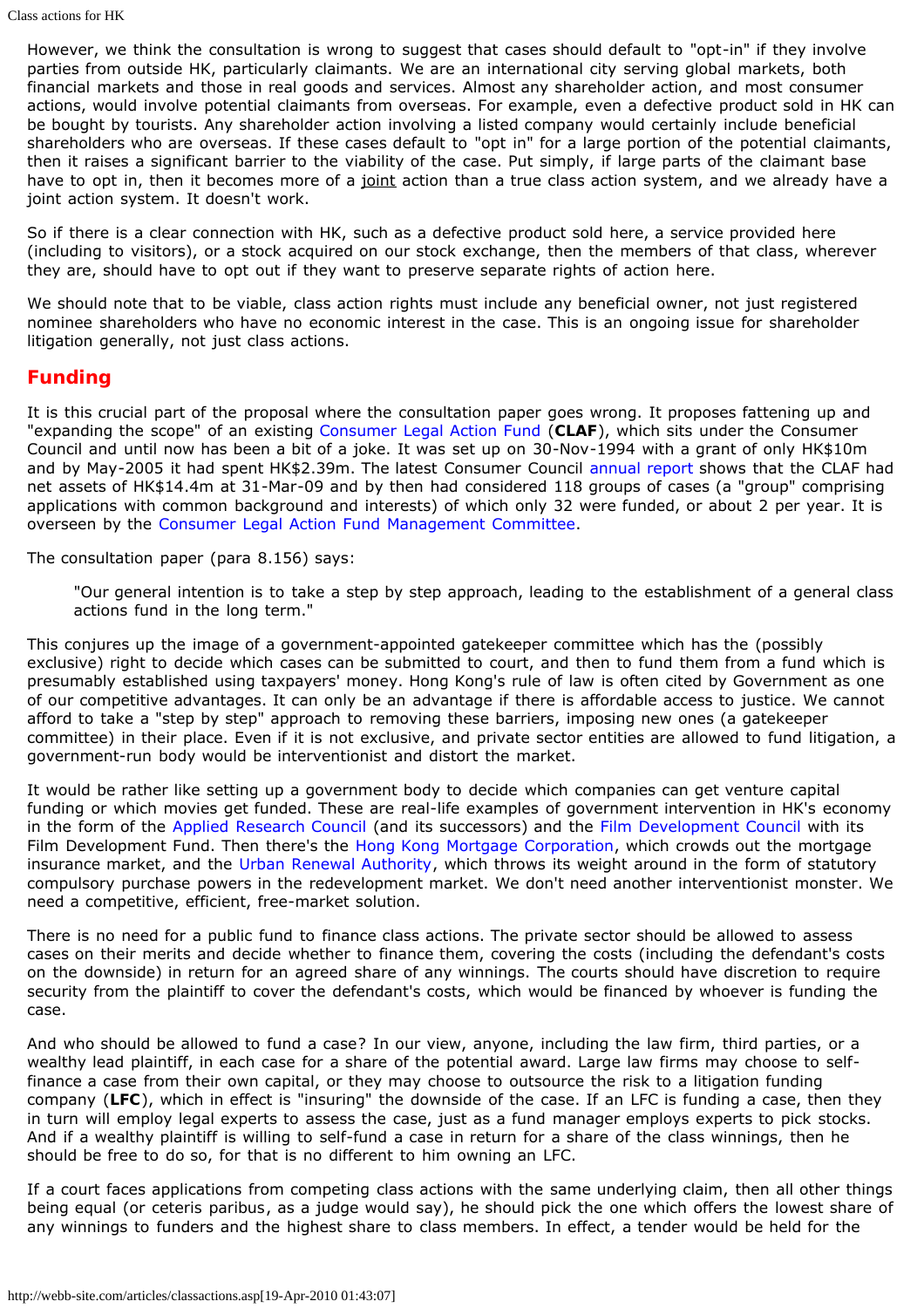However, we think the consultation is wrong to suggest that cases should default to "opt-in" if they involve parties from outside HK, particularly claimants. We are an international city serving global markets, both financial markets and those in real goods and services. Almost any shareholder action, and most consumer actions, would involve potential claimants from overseas. For example, even a defective product sold in HK can be bought by tourists. Any shareholder action involving a listed company would certainly include beneficial shareholders who are overseas. If these cases default to "opt in" for a large portion of the potential claimants, then it raises a significant barrier to the viability of the case. Put simply, if large parts of the claimant base have to opt in, then it becomes more of a joint action than a true class action system, and we already have a joint action system. It doesn't work.

So if there is a clear connection with HK, such as a defective product sold here, a service provided here (including to visitors), or a stock acquired on our stock exchange, then the members of that class, wherever they are, should have to opt out if they want to preserve separate rights of action here.

We should note that to be viable, class action rights must include any beneficial owner, not just registered nominee shareholders who have no economic interest in the case. This is an ongoing issue for shareholder litigation generally, not just class actions.

## Funding

It is this crucial part of the proposal where the consultation paper goes wrong. It proposes fattening up and "expanding the scope" of an existing Consumer Legal Action Fund (**CLAF**), which sits under the Consumer Council and until now has been a bit of a joke. It was set up on 30-Nov-1994 with a grant of only HK$10m and by May-2005 it had spent HK$2.39m. The latest Consumer Council annual report shows that the CLAF had net assets of HK$14.4m at 31-Mar-09 and by then had considered 118 groups of cases (a "group" comprising applications with common background and interests) of which only 32 were funded, or about 2 per year. It is overseen by the Consumer Legal Action Fund Management Committee.

The consultation paper (para 8.156) says:

> "Our general intention is to take a step by step approach, leading to the establishment of a general class actions fund in the long term."

This conjures up the image of a government-appointed gatekeeper committee which has the (possibly exclusive) right to decide which cases can be submitted to court, and then to fund them from a fund which is presumably established using taxpayers' money. Hong Kong's rule of law is often cited by Government as one of our competitive advantages. It can only be an advantage if there is affordable access to justice. We cannot afford to take a "step by step" approach to removing these barriers, imposing new ones (a gatekeeper committee) in their place. Even if it is not exclusive, and private sector entities are allowed to fund litigation, a government-run body would be interventionist and distort the market.

It would be rather like setting up a government body to decide which companies can get venture capital funding or which movies get funded. These are real-life examples of government intervention in HK's economy in the form of the Applied Research Council (and its successors) and the Film Development Council with its Film Development Fund. Then there's the Hong Kong Mortgage Corporation, which crowds out the mortgage insurance market, and the Urban Renewal Authority, which throws its weight around in the form of statutory compulsory purchase powers in the redevelopment market. We don't need another interventionist monster. We need a competitive, efficient, free-market solution.

There is no need for a public fund to finance class actions. The private sector should be allowed to assess cases on their merits and decide whether to finance them, covering the costs (including the defendant's costs on the downside) in return for an agreed share of any winnings. The courts should have discretion to require security from the plaintiff to cover the defendant's costs, which would be financed by whoever is funding the case.

And who should be allowed to fund a case? In our view, anyone, including the law firm, third parties, or a wealthy lead plaintiff, in each case for a share of the potential award. Large law firms may choose to self-finance a case from their own capital, or they may choose to outsource the risk to a litigation funding company (**LFC**), which in effect is "insuring" the downside of the case. If an LFC is funding a case, then they in turn will employ legal experts to assess the case, just as a fund manager employs experts to pick stocks. And if a wealthy plaintiff is willing to self-fund a case in return for a share of the class winnings, then he should be free to do so, for that is no different to him owning an LFC.

If a court faces applications from competing class actions with the same underlying claim, then all other things being equal (or ceteris paribus, as a judge would say), he should pick the one which offers the lowest share of any winnings to funders and the highest share to class members. In effect, a tender would be held for the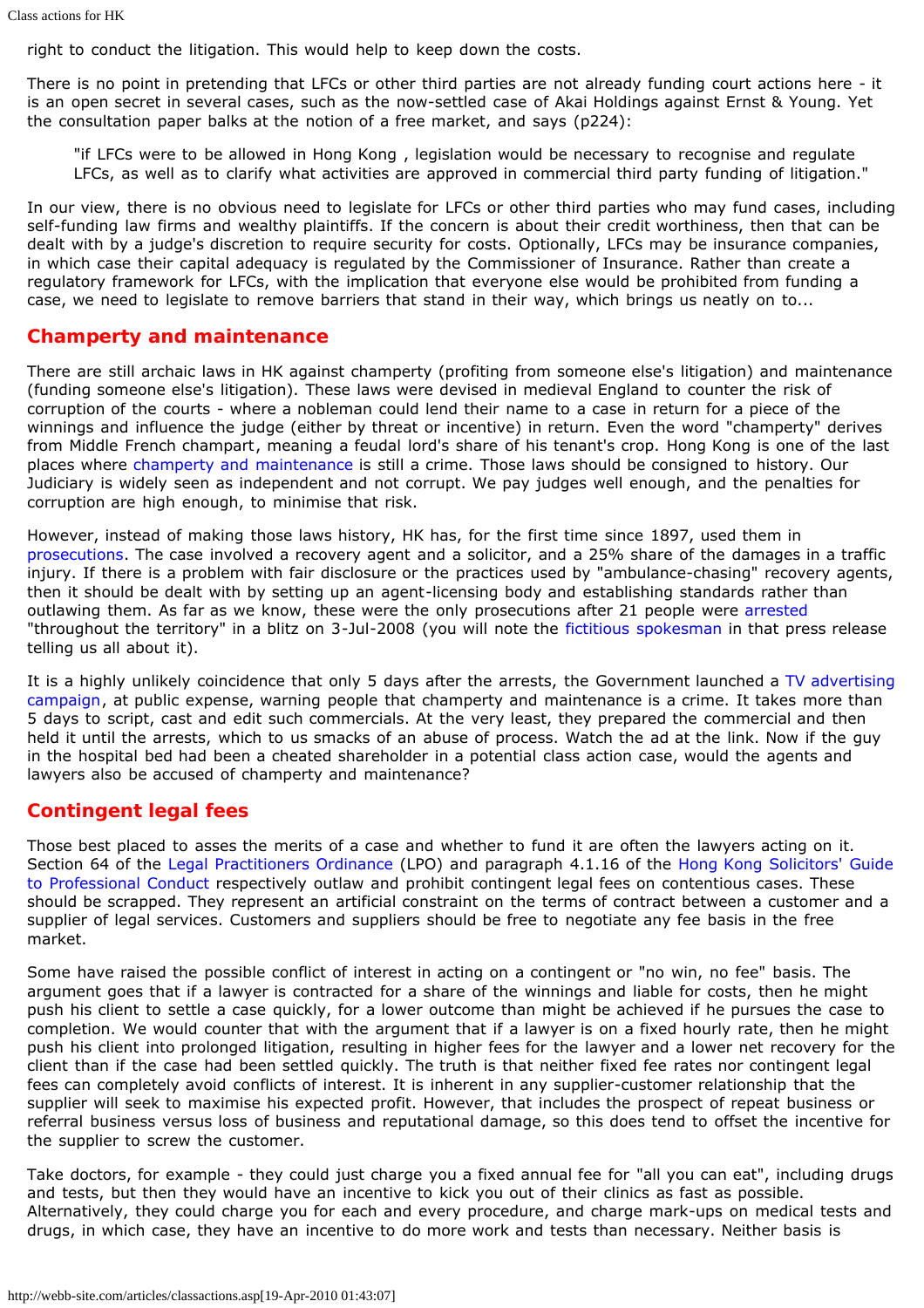right to conduct the litigation. This would help to keep down the costs.

There is no point in pretending that LFCs or other third parties are not already funding court actions here - it is an open secret in several cases, such as the now-settled case of Akai Holdings against Ernst & Young. Yet the consultation paper balks at the notion of a free market, and says (p224):

> "if LFCs were to be allowed in Hong Kong , legislation would be necessary to recognise and regulate LFCs, as well as to clarify what activities are approved in commercial third party funding of litigation."

In our view, there is no obvious need to legislate for LFCs or other third parties who may fund cases, including self-funding law firms and wealthy plaintiffs. If the concern is about their credit worthiness, then that can be dealt with by a judge's discretion to require security for costs. Optionally, LFCs may be insurance companies, in which case their capital adequacy is regulated by the Commissioner of Insurance. Rather than create a regulatory framework for LFCs, with the implication that everyone else would be prohibited from funding a case, we need to legislate to remove barriers that stand in their way, which brings us neatly on to...

## Champerty and maintenance

There are still archaic laws in HK against champerty (profiting from someone else's litigation) and maintenance (funding someone else's litigation). These laws were devised in medieval England to counter the risk of corruption of the courts - where a nobleman could lend their name to a case in return for a piece of the winnings and influence the judge (either by threat or incentive) in return. Even the word "champerty" derives from Middle French champart, meaning a feudal lord's share of his tenant's crop. Hong Kong is one of the last places where champerty and maintenance is still a crime. Those laws should be consigned to history. Our Judiciary is widely seen as independent and not corrupt. We pay judges well enough, and the penalties for corruption are high enough, to minimise that risk.

However, instead of making those laws history, HK has, for the first time since 1897, used them in prosecutions. The case involved a recovery agent and a solicitor, and a 25% share of the damages in a traffic injury. If there is a problem with fair disclosure or the practices used by "ambulance-chasing" recovery agents, then it should be dealt with by setting up an agent-licensing body and establishing standards rather than outlawing them. As far as we know, these were the only prosecutions after 21 people were arrested "throughout the territory" in a blitz on 3-Jul-2008 (you will note the fictitious spokesman in that press release telling us all about it).

It is a highly unlikely coincidence that only 5 days after the arrests, the Government launched a TV advertising campaign, at public expense, warning people that champerty and maintenance is a crime. It takes more than 5 days to script, cast and edit such commercials. At the very least, they prepared the commercial and then held it until the arrests, which to us smacks of an abuse of process. Watch the ad at the link. Now if the guy in the hospital bed had been a cheated shareholder in a potential class action case, would the agents and lawyers also be accused of champerty and maintenance?

## Contingent legal fees

Those best placed to asses the merits of a case and whether to fund it are often the lawyers acting on it. Section 64 of the Legal Practitioners Ordinance (LPO) and paragraph 4.1.16 of the Hong Kong Solicitors' Guide to Professional Conduct respectively outlaw and prohibit contingent legal fees on contentious cases. These should be scrapped. They represent an artificial constraint on the terms of contract between a customer and a supplier of legal services. Customers and suppliers should be free to negotiate any fee basis in the free market.

Some have raised the possible conflict of interest in acting on a contingent or "no win, no fee" basis. The argument goes that if a lawyer is contracted for a share of the winnings and liable for costs, then he might push his client to settle a case quickly, for a lower outcome than might be achieved if he pursues the case to completion. We would counter that with the argument that if a lawyer is on a fixed hourly rate, then he might push his client into prolonged litigation, resulting in higher fees for the lawyer and a lower net recovery for the client than if the case had been settled quickly. The truth is that neither fixed fee rates nor contingent legal fees can completely avoid conflicts of interest. It is inherent in any supplier-customer relationship that the supplier will seek to maximise his expected profit. However, that includes the prospect of repeat business or referral business versus loss of business and reputational damage, so this does tend to offset the incentive for the supplier to screw the customer.

Take doctors, for example - they could just charge you a fixed annual fee for "all you can eat", including drugs and tests, but then they would have an incentive to kick you out of their clinics as fast as possible. Alternatively, they could charge you for each and every procedure, and charge mark-ups on medical tests and drugs, in which case, they have an incentive to do more work and tests than necessary. Neither basis is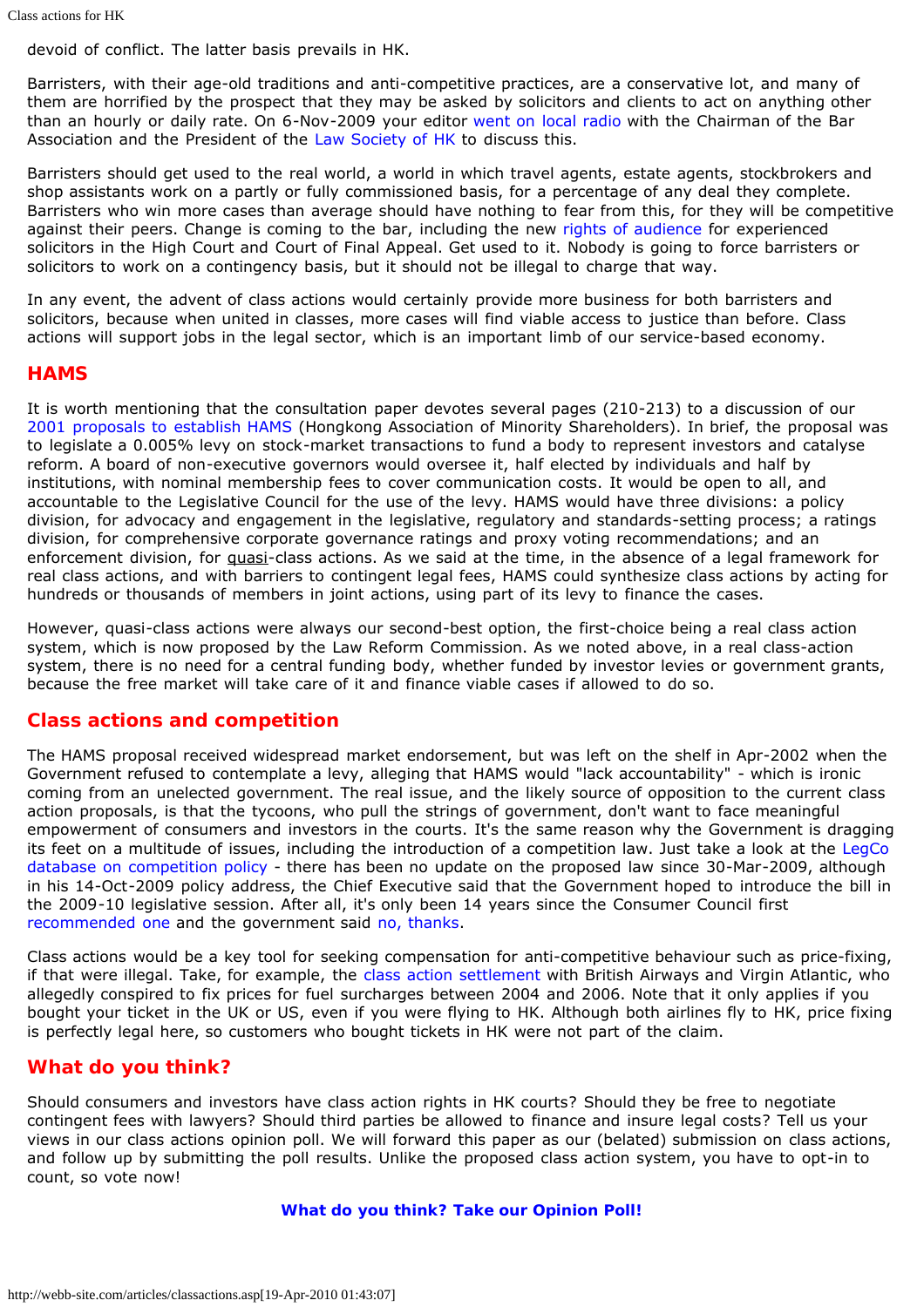devoid of conflict. The latter basis prevails in HK.

Barristers, with their age-old traditions and anti-competitive practices, are a conservative lot, and many of them are horrified by the prospect that they may be asked by solicitors and clients to act on anything other than an hourly or daily rate. On 6-Nov-2009 your editor went on local radio with the Chairman of the Bar Association and the President of the Law Society of HK to discuss this.

Barristers should get used to the real world, a world in which travel agents, estate agents, stockbrokers and shop assistants work on a partly or fully commissioned basis, for a percentage of any deal they complete. Barristers who win more cases than average should have nothing to fear from this, for they will be competitive against their peers. Change is coming to the bar, including the new rights of audience for experienced solicitors in the High Court and Court of Final Appeal. Get used to it. Nobody is going to force barristers or solicitors to work on a contingency basis, but it should not be illegal to charge that way.

In any event, the advent of class actions would certainly provide more business for both barristers and solicitors, because when united in classes, more cases will find viable access to justice than before. Class actions will support jobs in the legal sector, which is an important limb of our service-based economy.

## HAMS

It is worth mentioning that the consultation paper devotes several pages (210-213) to a discussion of our 2001 proposals to establish HAMS (Hongkong Association of Minority Shareholders). In brief, the proposal was to legislate a 0.005% levy on stock-market transactions to fund a body to represent investors and catalyse reform. A board of non-executive governors would oversee it, half elected by individuals and half by institutions, with nominal membership fees to cover communication costs. It would be open to all, and accountable to the Legislative Council for the use of the levy. HAMS would have three divisions: a policy division, for advocacy and engagement in the legislative, regulatory and standards-setting process; a ratings division, for comprehensive corporate governance ratings and proxy voting recommendations; and an enforcement division, for quasi-class actions. As we said at the time, in the absence of a legal framework for real class actions, and with barriers to contingent legal fees, HAMS could synthesize class actions by acting for hundreds or thousands of members in joint actions, using part of its levy to finance the cases.

However, quasi-class actions were always our second-best option, the first-choice being a real class action system, which is now proposed by the Law Reform Commission. As we noted above, in a real class-action system, there is no need for a central funding body, whether funded by investor levies or government grants, because the free market will take care of it and finance viable cases if allowed to do so.

## Class actions and competition

The HAMS proposal received widespread market endorsement, but was left on the shelf in Apr-2002 when the Government refused to contemplate a levy, alleging that HAMS would "lack accountability" - which is ironic coming from an unelected government. The real issue, and the likely source of opposition to the current class action proposals, is that the tycoons, who pull the strings of government, don't want to face meaningful empowerment of consumers and investors in the courts. It's the same reason why the Government is dragging its feet on a multitude of issues, including the introduction of a competition law. Just take a look at the LegCo database on competition policy - there has been no update on the proposed law since 30-Mar-2009, although in his 14-Oct-2009 policy address, the Chief Executive said that the Government hoped to introduce the bill in the 2009-10 legislative session. After all, it's only been 14 years since the Consumer Council first recommended one and the government said no, thanks.

Class actions would be a key tool for seeking compensation for anti-competitive behaviour such as price-fixing, if that were illegal. Take, for example, the class action settlement with British Airways and Virgin Atlantic, who allegedly conspired to fix prices for fuel surcharges between 2004 and 2006. Note that it only applies if you bought your ticket in the UK or US, even if you were flying to HK. Although both airlines fly to HK, price fixing is perfectly legal here, so customers who bought tickets in HK were not part of the claim.

## What do you think?

Should consumers and investors have class action rights in HK courts? Should they be free to negotiate contingent fees with lawyers? Should third parties be allowed to finance and insure legal costs? Tell us your views in our class actions opinion poll. We will forward this paper as our (belated) submission on class actions, and follow up by submitting the poll results. Unlike the proposed class action system, you have to opt-in to count, so vote now!

**What do you think? Take our Opinion Poll!**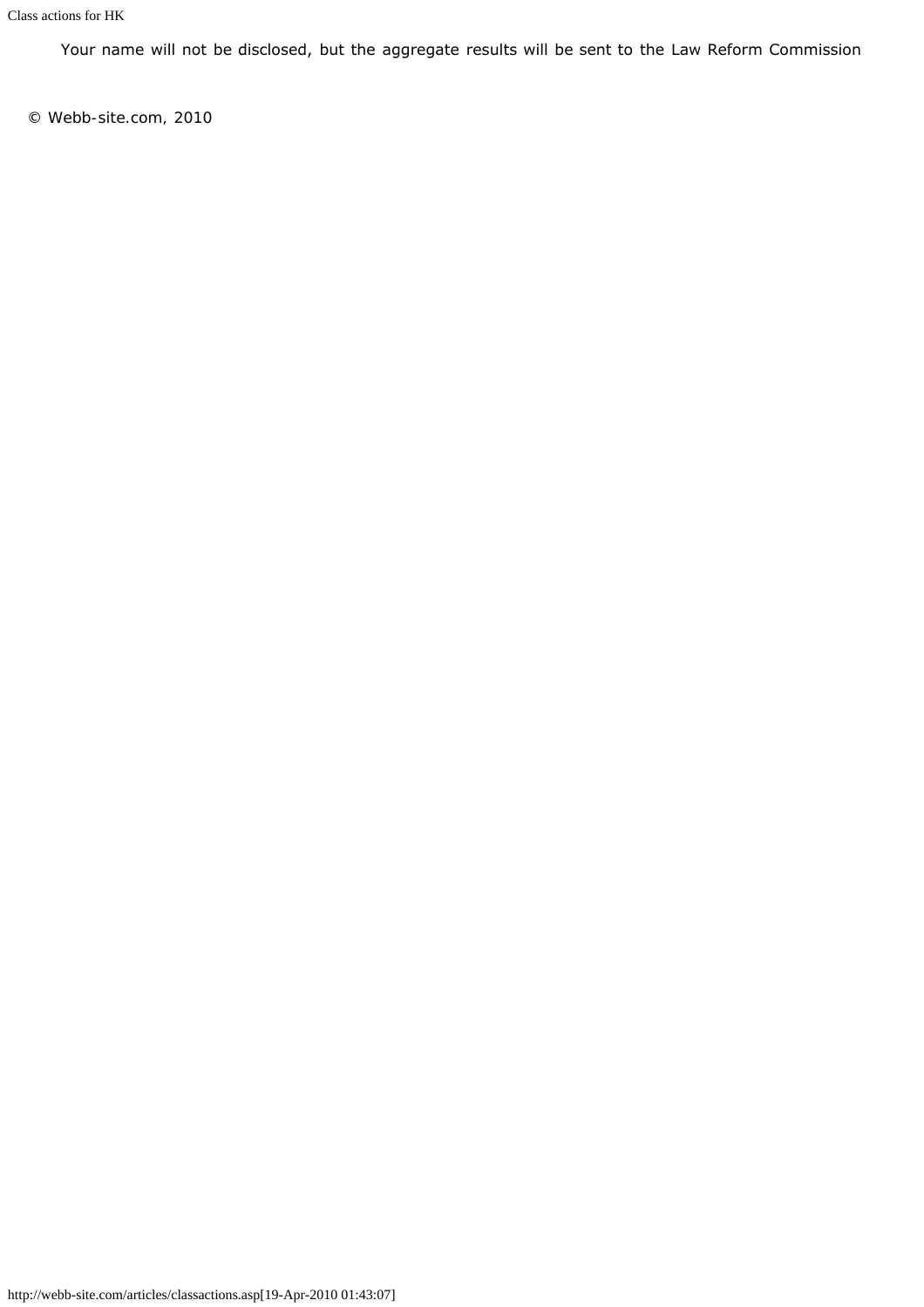Your name will not be disclosed, but the aggregate results will be sent to the Law Reform Commission

© Webb-site.com, 2010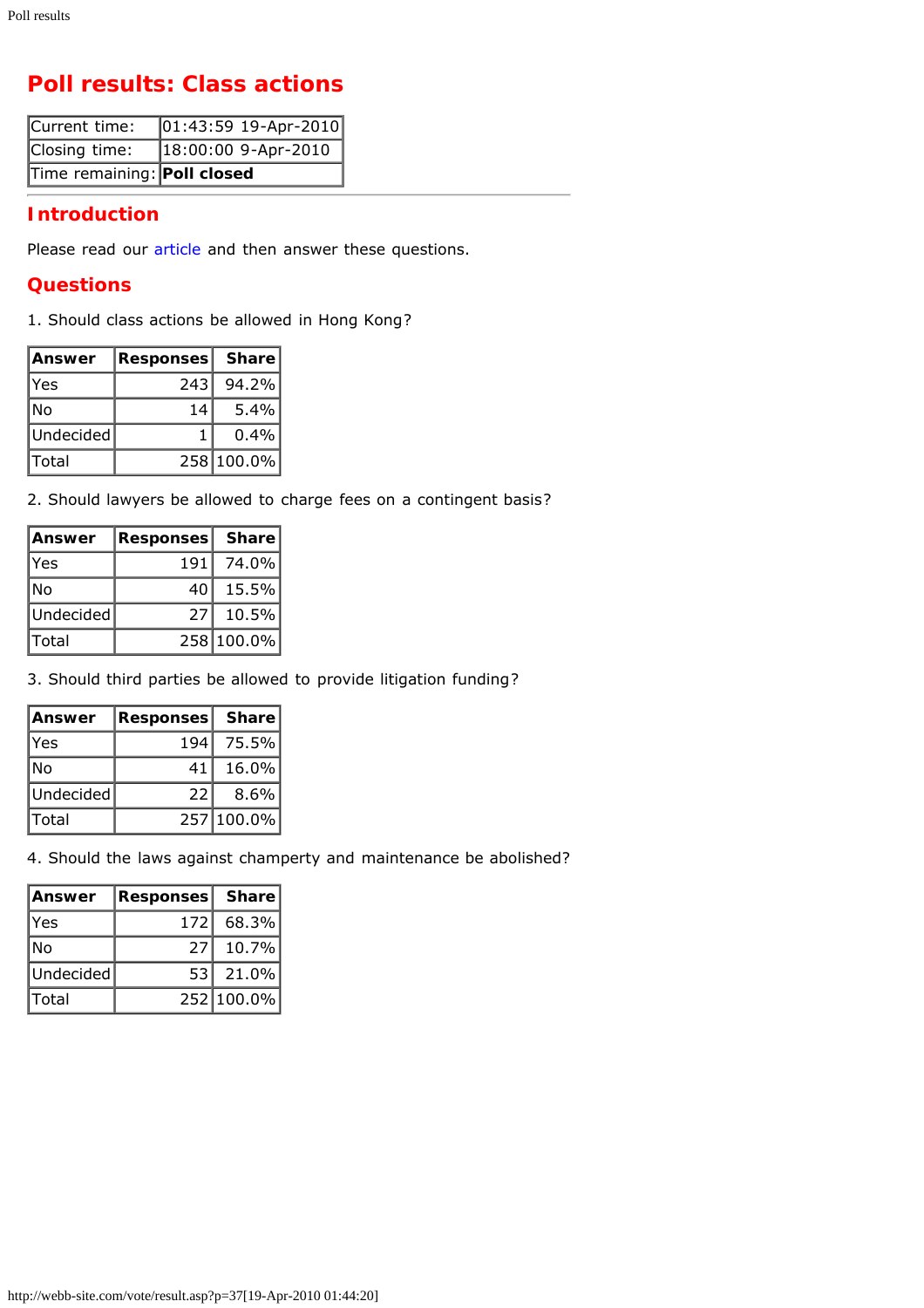# Poll results: Class actions

| | |
|---|---|
| Current time: | 01:43:59 19-Apr-2010 |
| Closing time: | 18:00:00 9-Apr-2010 |
| Time remaining: | **Poll closed** |

## Introduction

Please read our article and then answer these questions.

## Questions

1. Should class actions be allowed in Hong Kong?

| Answer | Responses | Share |
|---|---|---|
| Yes | 243 | 94.2% |
| No | 14 | 5.4% |
| Undecided | 1 | 0.4% |
| Total | 258 | 100.0% |

2. Should lawyers be allowed to charge fees on a contingent basis?

| Answer | Responses | Share |
|---|---|---|
| Yes | 191 | 74.0% |
| No | 40 | 15.5% |
| Undecided | 27 | 10.5% |
| Total | 258 | 100.0% |

3. Should third parties be allowed to provide litigation funding?

| Answer | Responses | Share |
|---|---|---|
| Yes | 194 | 75.5% |
| No | 41 | 16.0% |
| Undecided | 22 | 8.6% |
| Total | 257 | 100.0% |

4. Should the laws against champerty and maintenance be abolished?

| Answer | Responses | Share |
|---|---|---|
| Yes | 172 | 68.3% |
| No | 27 | 10.7% |
| Undecided | 53 | 21.0% |
| Total | 252 | 100.0% |